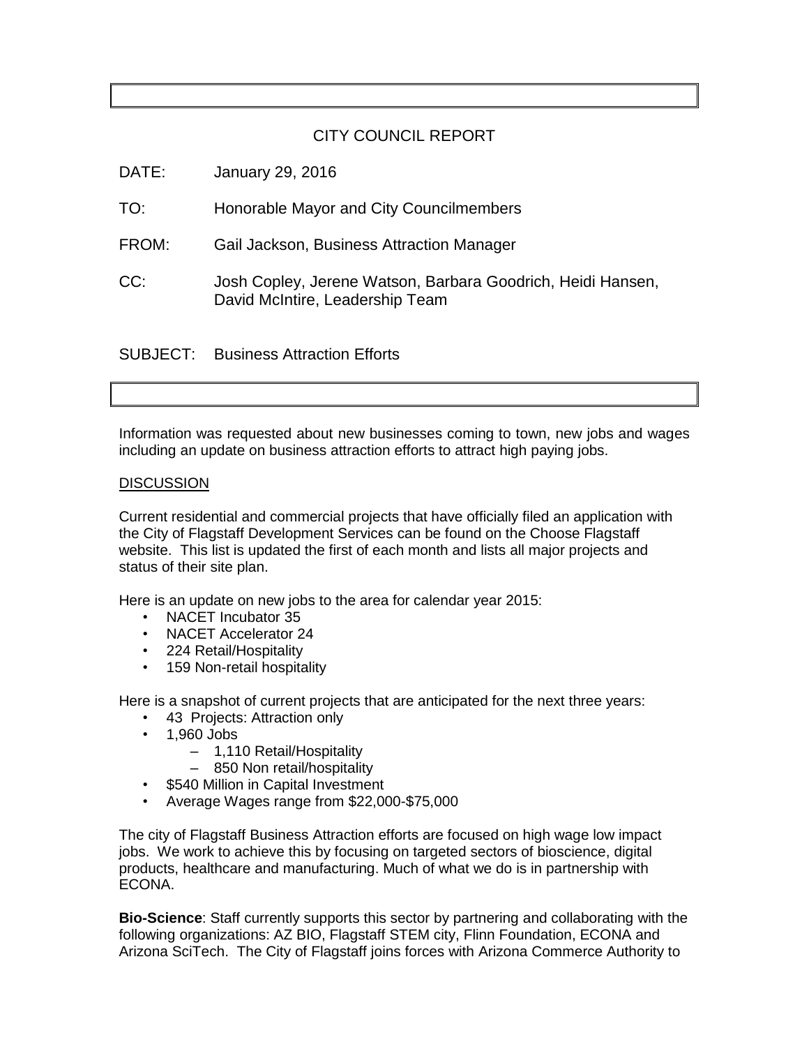# CITY COUNCIL REPORT

DATE: January 29, 2016

TO: Honorable Mayor and City Councilmembers

FROM: Gail Jackson, Business Attraction Manager

CC: Josh Copley, Jerene Watson, Barbara Goodrich, Heidi Hansen, David McIntire, Leadership Team

SUBJECT: Business Attraction Efforts

Information was requested about new businesses coming to town, new jobs and wages including an update on business attraction efforts to attract high paying jobs.

## DISCUSSION

Current residential and commercial projects that have officially filed an application with the City of Flagstaff Development Services can be found on the Choose Flagstaff website. This list is updated the first of each month and lists all major projects and status of their site plan.

Here is an update on new jobs to the area for calendar year 2015:

- NACET Incubator 35
- NACET Accelerator 24
- 224 Retail/Hospitality
- 159 Non-retail hospitality

Here is a snapshot of current projects that are anticipated for the next three years:

- 43 Projects: Attraction only
- 1,960 Jobs
  - 1,110 Retail/Hospitality
  - 850 Non retail/hospitality
- $540 Million in Capital Investment
- Average Wages range from $22,000-$75,000

The city of Flagstaff Business Attraction efforts are focused on high wage low impact jobs. We work to achieve this by focusing on targeted sectors of bioscience, digital products, healthcare and manufacturing. Much of what we do is in partnership with ECONA.

**Bio-Science**: Staff currently supports this sector by partnering and collaborating with the following organizations: AZ BIO, Flagstaff STEM city, Flinn Foundation, ECONA and Arizona SciTech. The City of Flagstaff joins forces with Arizona Commerce Authority to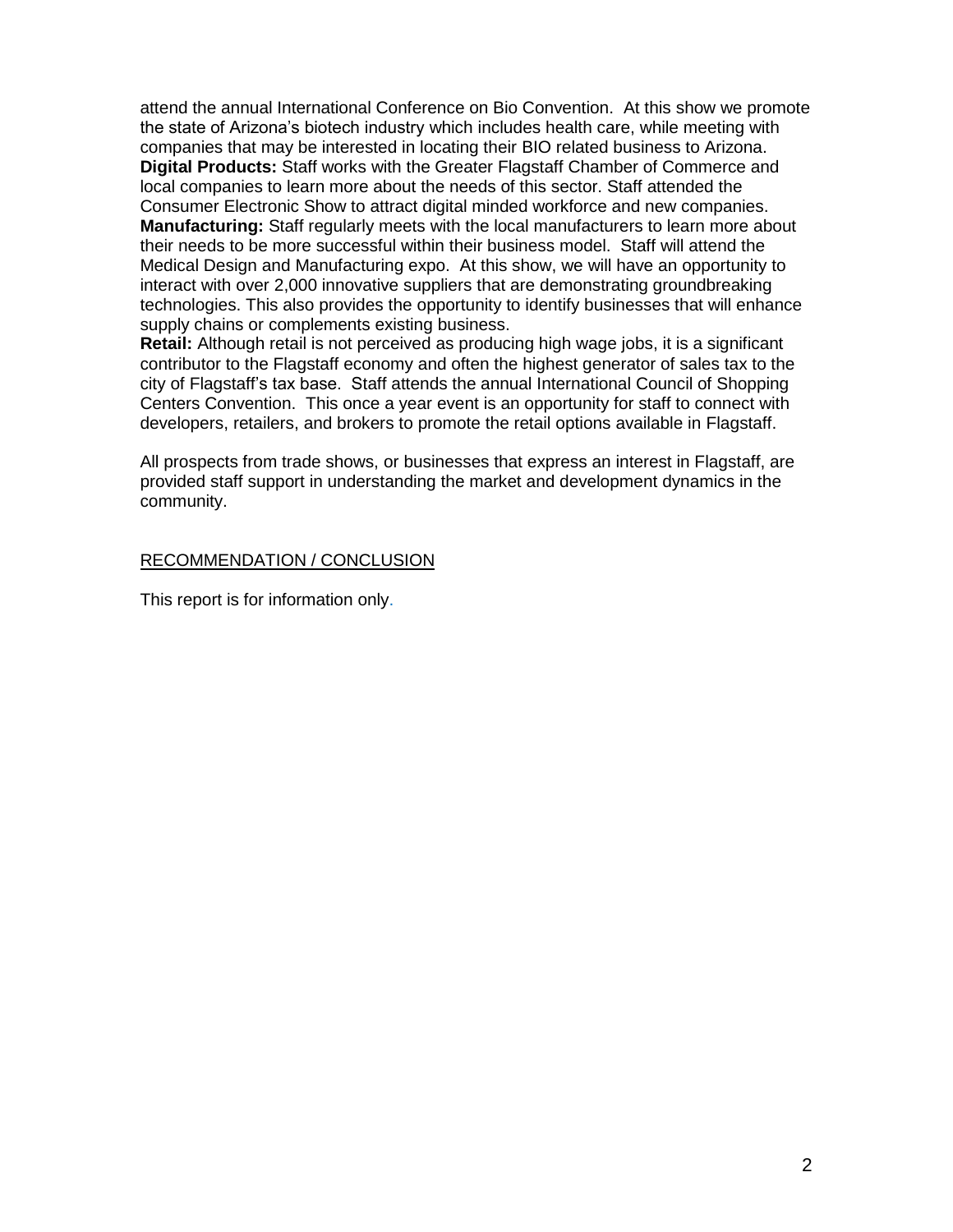attend the annual International Conference on Bio Convention. At this show we promote the state of Arizona's biotech industry which includes health care, while meeting with companies that may be interested in locating their BIO related business to Arizona.
**Digital Products:** Staff works with the Greater Flagstaff Chamber of Commerce and local companies to learn more about the needs of this sector. Staff attended the Consumer Electronic Show to attract digital minded workforce and new companies.
**Manufacturing:** Staff regularly meets with the local manufacturers to learn more about their needs to be more successful within their business model. Staff will attend the Medical Design and Manufacturing expo. At this show, we will have an opportunity to interact with over 2,000 innovative suppliers that are demonstrating groundbreaking technologies. This also provides the opportunity to identify businesses that will enhance supply chains or complements existing business.
**Retail:** Although retail is not perceived as producing high wage jobs, it is a significant contributor to the Flagstaff economy and often the highest generator of sales tax to the city of Flagstaff's tax base. Staff attends the annual International Council of Shopping Centers Convention. This once a year event is an opportunity for staff to connect with developers, retailers, and brokers to promote the retail options available in Flagstaff.

All prospects from trade shows, or businesses that express an interest in Flagstaff, are provided staff support in understanding the market and development dynamics in the community.

RECOMMENDATION / CONCLUSION

This report is for information only.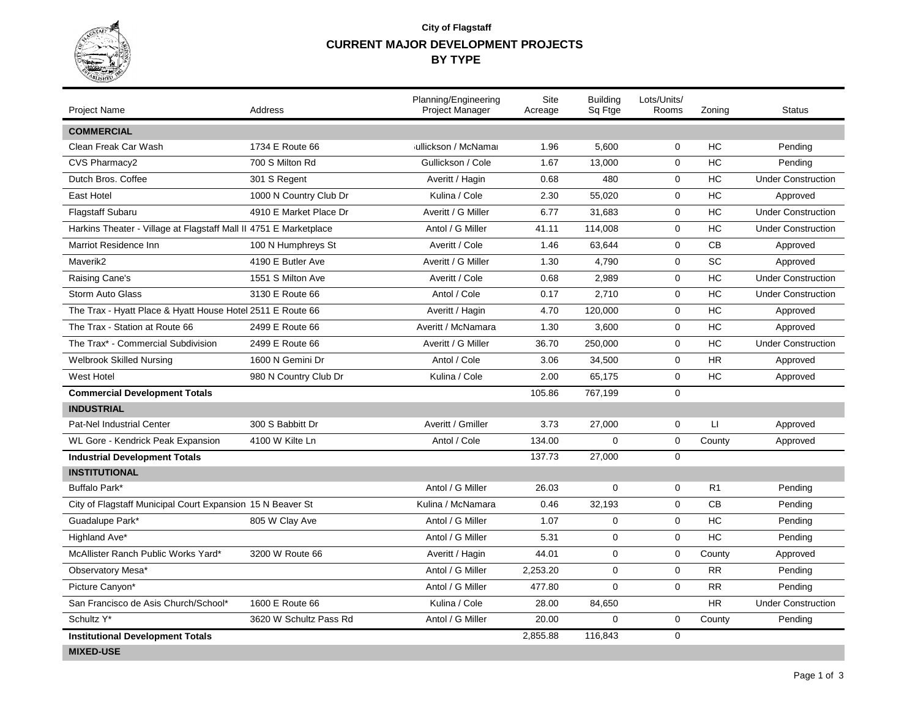# City of Flagstaff

## CURRENT MAJOR DEVELOPMENT PROJECTS

## BY TYPE

| Project Name | Address | Planning/Engineering Project Manager | Site Acreage | Building Sq Ftge | Lots/Units/ Rooms | Zoning | Status |
|---|---|---|---|---|---|---|---|
| **COMMERCIAL** | | | | | | | |
| Clean Freak Car Wash | 1734 E Route 66 | ullickson / McNamai | 1.96 | 5,600 | 0 | HC | Pending |
| CVS Pharmacy2 | 700 S Milton Rd | Gullickson / Cole | 1.67 | 13,000 | 0 | HC | Pending |
| Dutch Bros. Coffee | 301 S Regent | Averitt / Hagin | 0.68 | 480 | 0 | HC | Under Construction |
| East Hotel | 1000 N Country Club Dr | Kulina / Cole | 2.30 | 55,020 | 0 | HC | Approved |
| Flagstaff Subaru | 4910 E Market Place Dr | Averitt / G Miller | 6.77 | 31,683 | 0 | HC | Under Construction |
| Harkins Theater - Village at Flagstaff Mall II | 4751 E Marketplace | Antol / G Miller | 41.11 | 114,008 | 0 | HC | Under Construction |
| Marriot Residence Inn | 100 N Humphreys St | Averitt / Cole | 1.46 | 63,644 | 0 | CB | Approved |
| Maverik2 | 4190 E Butler Ave | Averitt / G Miller | 1.30 | 4,790 | 0 | SC | Approved |
| Raising Cane's | 1551 S Milton Ave | Averitt / Cole | 0.68 | 2,989 | 0 | HC | Under Construction |
| Storm Auto Glass | 3130 E Route 66 | Antol / Cole | 0.17 | 2,710 | 0 | HC | Under Construction |
| The Trax - Hyatt Place & Hyatt House Hotel | 2511 E Route 66 | Averitt / Hagin | 4.70 | 120,000 | 0 | HC | Approved |
| The Trax - Station at Route 66 | 2499 E Route 66 | Averitt / McNamara | 1.30 | 3,600 | 0 | HC | Approved |
| The Trax* - Commercial Subdivision | 2499 E Route 66 | Averitt / G Miller | 36.70 | 250,000 | 0 | HC | Under Construction |
| Welbrook Skilled Nursing | 1600 N Gemini Dr | Antol / Cole | 3.06 | 34,500 | 0 | HR | Approved |
| West Hotel | 980 N Country Club Dr | Kulina / Cole | 2.00 | 65,175 | 0 | HC | Approved |
| **Commercial Development Totals** | | | 105.86 | 767,199 | 0 | | |
| **INDUSTRIAL** | | | | | | | |
| Pat-Nel Industrial Center | 300 S Babbitt Dr | Averitt / Gmiller | 3.73 | 27,000 | 0 | LI | Approved |
| WL Gore - Kendrick Peak Expansion | 4100 W Kilte Ln | Antol / Cole | 134.00 | 0 | 0 | County | Approved |
| **Industrial Development Totals** | | | 137.73 | 27,000 | 0 | | |
| **INSTITUTIONAL** | | | | | | | |
| Buffalo Park* | | Antol / G Miller | 26.03 | 0 | 0 | R1 | Pending |
| City of Flagstaff Municipal Court Expansion | 15 N Beaver St | Kulina / McNamara | 0.46 | 32,193 | 0 | CB | Pending |
| Guadalupe Park* | 805 W Clay Ave | Antol / G Miller | 1.07 | 0 | 0 | HC | Pending |
| Highland Ave* | | Antol / G Miller | 5.31 | 0 | 0 | HC | Pending |
| McAllister Ranch Public Works Yard* | 3200 W Route 66 | Averitt / Hagin | 44.01 | 0 | 0 | County | Approved |
| Observatory Mesa* | | Antol / G Miller | 2,253.20 | 0 | 0 | RR | Pending |
| Picture Canyon* | | Antol / G Miller | 477.80 | 0 | 0 | RR | Pending |
| San Francisco de Asis Church/School* | 1600 E Route 66 | Kulina / Cole | 28.00 | 84,650 | | HR | Under Construction |
| Schultz Y* | 3620 W Schultz Pass Rd | Antol / G Miller | 20.00 | 0 | 0 | County | Pending |
| **Institutional Development Totals** | | | 2,855.88 | 116,843 | 0 | | |
| **MIXED-USE** | | | | | | | |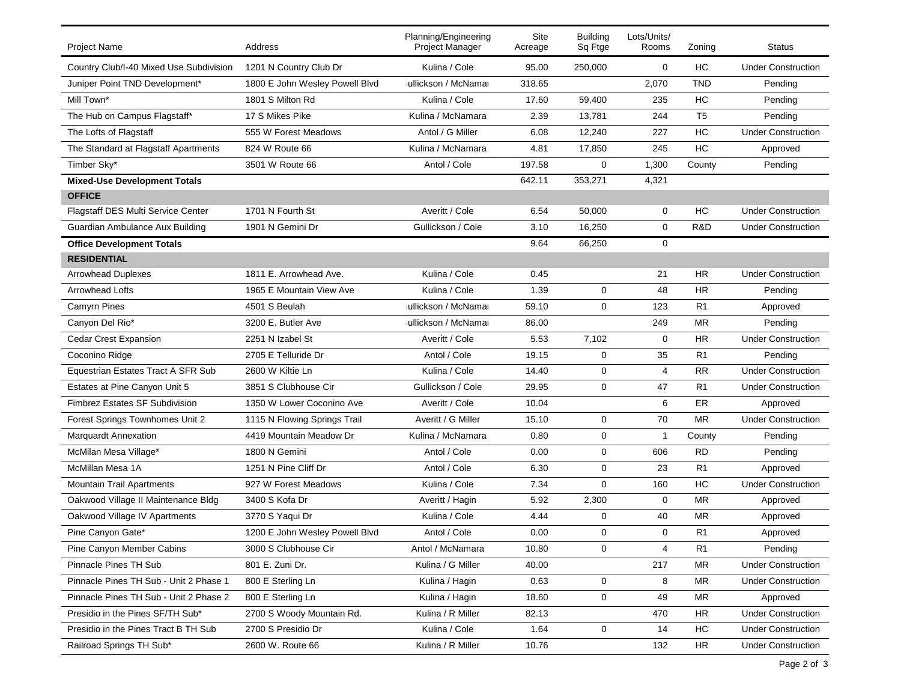| Project Name | Address | Planning/Engineering Project Manager | Site Acreage | Building Sq Ftge | Lots/Units/ Rooms | Zoning | Status |
|---|---|---|---|---|---|---|---|
| Country Club/I-40 Mixed Use Subdivision | 1201 N Country Club Dr | Kulina / Cole | 95.00 | 250,000 | 0 | HC | Under Construction |
| Juniper Point TND Development* | 1800 E John Wesley Powell Blvd | ullickson / McNamai | 318.65 | | 2,070 | TND | Pending |
| Mill Town* | 1801 S Milton Rd | Kulina / Cole | 17.60 | 59,400 | 235 | HC | Pending |
| The Hub on Campus Flagstaff* | 17 S Mikes Pike | Kulina / McNamara | 2.39 | 13,781 | 244 | T5 | Pending |
| The Lofts of Flagstaff | 555 W Forest Meadows | Antol / G Miller | 6.08 | 12,240 | 227 | HC | Under Construction |
| The Standard at Flagstaff Apartments | 824 W Route 66 | Kulina / McNamara | 4.81 | 17,850 | 245 | HC | Approved |
| Timber Sky* | 3501 W Route 66 | Antol / Cole | 197.58 | 0 | 1,300 | County | Pending |
| **Mixed-Use Development Totals** | | | 642.11 | 353,271 | 4,321 | | |
| **OFFICE** | | | | | | | |
| Flagstaff DES Multi Service Center | 1701 N Fourth St | Averitt / Cole | 6.54 | 50,000 | 0 | HC | Under Construction |
| Guardian Ambulance Aux Building | 1901 N Gemini Dr | Gullickson / Cole | 3.10 | 16,250 | 0 | R&D | Under Construction |
| **Office Development Totals** | | | 9.64 | 66,250 | 0 | | |
| **RESIDENTIAL** | | | | | | | |
| Arrowhead Duplexes | 1811 E. Arrowhead Ave. | Kulina / Cole | 0.45 | | 21 | HR | Under Construction |
| Arrowhead Lofts | 1965 E Mountain View Ave | Kulina / Cole | 1.39 | 0 | 48 | HR | Pending |
| Camyrn Pines | 4501 S Beulah | ullickson / McNamai | 59.10 | 0 | 123 | R1 | Approved |
| Canyon Del Rio* | 3200 E. Butler Ave | ullickson / McNamai | 86.00 | | 249 | MR | Pending |
| Cedar Crest Expansion | 2251 N Izabel St | Averitt / Cole | 5.53 | 7,102 | 0 | HR | Under Construction |
| Coconino Ridge | 2705 E Telluride Dr | Antol / Cole | 19.15 | 0 | 35 | R1 | Pending |
| Equestrian Estates Tract A SFR Sub | 2600 W Kiltie Ln | Kulina / Cole | 14.40 | 0 | 4 | RR | Under Construction |
| Estates at Pine Canyon Unit 5 | 3851 S Clubhouse Cir | Gullickson / Cole | 29.95 | 0 | 47 | R1 | Under Construction |
| Fimbrez Estates SF Subdivision | 1350 W Lower Coconino Ave | Averitt / Cole | 10.04 | | 6 | ER | Approved |
| Forest Springs Townhomes Unit 2 | 1115 N Flowing Springs Trail | Averitt / G Miller | 15.10 | 0 | 70 | MR | Under Construction |
| Marquardt Annexation | 4419 Mountain Meadow Dr | Kulina / McNamara | 0.80 | 0 | 1 | County | Pending |
| McMilan Mesa Village* | 1800 N Gemini | Antol / Cole | 0.00 | 0 | 606 | RD | Pending |
| McMillan Mesa 1A | 1251 N Pine Cliff Dr | Antol / Cole | 6.30 | 0 | 23 | R1 | Approved |
| Mountain Trail Apartments | 927 W Forest Meadows | Kulina / Cole | 7.34 | 0 | 160 | HC | Under Construction |
| Oakwood Village II Maintenance Bldg | 3400 S Kofa Dr | Averitt / Hagin | 5.92 | 2,300 | 0 | MR | Approved |
| Oakwood Village IV Apartments | 3770 S Yaqui Dr | Kulina / Cole | 4.44 | 0 | 40 | MR | Approved |
| Pine Canyon Gate* | 1200 E John Wesley Powell Blvd | Antol / Cole | 0.00 | 0 | 0 | R1 | Approved |
| Pine Canyon Member Cabins | 3000 S Clubhouse Cir | Antol / McNamara | 10.80 | 0 | 4 | R1 | Pending |
| Pinnacle Pines TH Sub | 801 E. Zuni Dr. | Kulina / G Miller | 40.00 | | 217 | MR | Under Construction |
| Pinnacle Pines TH Sub - Unit 2 Phase 1 | 800 E Sterling Ln | Kulina / Hagin | 0.63 | 0 | 8 | MR | Under Construction |
| Pinnacle Pines TH Sub - Unit 2 Phase 2 | 800 E Sterling Ln | Kulina / Hagin | 18.60 | 0 | 49 | MR | Approved |
| Presidio in the Pines SF/TH Sub* | 2700 S Woody Mountain Rd. | Kulina / R Miller | 82.13 | | 470 | HR | Under Construction |
| Presidio in the Pines Tract B TH Sub | 2700 S Presidio Dr | Kulina / Cole | 1.64 | 0 | 14 | HC | Under Construction |
| Railroad Springs TH Sub* | 2600 W. Route 66 | Kulina / R Miller | 10.76 | | 132 | HR | Under Construction |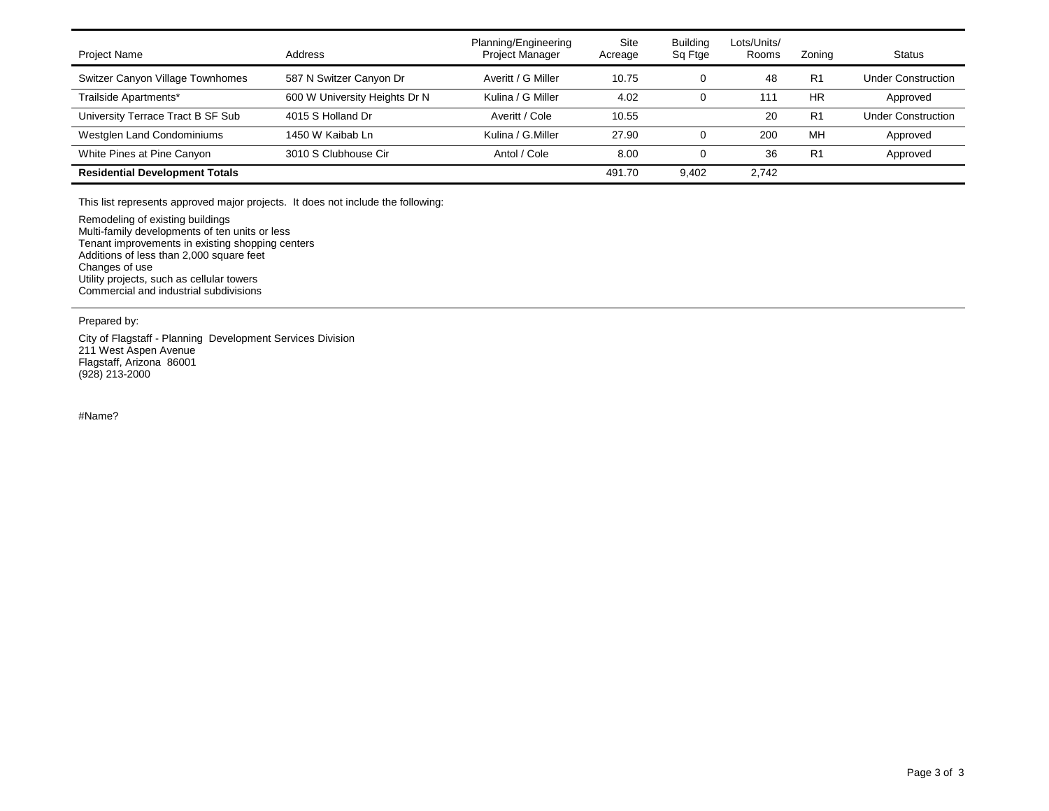| Project Name | Address | Planning/Engineering Project Manager | Site Acreage | Building Sq Ftge | Lots/Units/ Rooms | Zoning | Status |
|---|---|---|---|---|---|---|---|
| Switzer Canyon Village Townhomes | 587 N Switzer Canyon Dr | Averitt / G Miller | 10.75 | 0 | 48 | R1 | Under Construction |
| Trailside Apartments* | 600 W University Heights Dr N | Kulina / G Miller | 4.02 | 0 | 111 | HR | Approved |
| University Terrace Tract B SF Sub | 4015 S Holland Dr | Averitt / Cole | 10.55 | | 20 | R1 | Under Construction |
| Westglen Land Condominiums | 1450 W Kaibab Ln | Kulina / G.Miller | 27.90 | 0 | 200 | MH | Approved |
| White Pines at Pine Canyon | 3010 S Clubhouse Cir | Antol / Cole | 8.00 | 0 | 36 | R1 | Approved |
| **Residential Development Totals** | | | 491.70 | 9,402 | 2,742 | | |

This list represents approved major projects. It does not include the following:

Remodeling of existing buildings
Multi-family developments of ten units or less
Tenant improvements in existing shopping centers
Additions of less than 2,000 square feet
Changes of use
Utility projects, such as cellular towers
Commercial and industrial subdivisions

Prepared by:

City of Flagstaff - Planning Development Services Division
211 West Aspen Avenue
Flagstaff, Arizona 86001
(928) 213-2000

#Name?